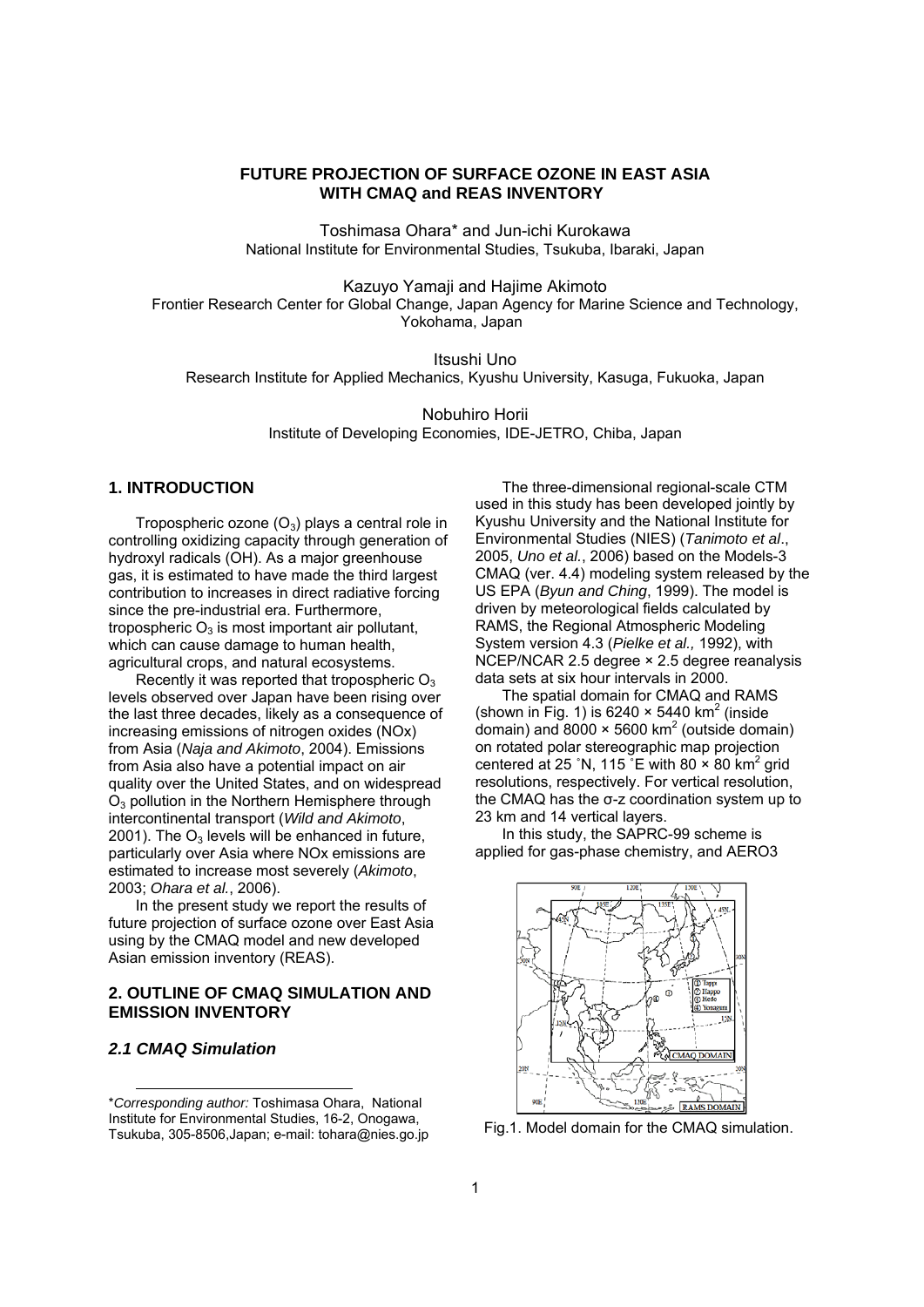# FUTURE PROJECTION OF SURFACE OZONE IN EAST ASIA WITH CMAQ and REAS INVENTORY

Toshimasa Ohara* and Jun-ichi Kurokawa
National Institute for Environmental Studies, Tsukuba, Ibaraki, Japan

Kazuyo Yamaji and Hajime Akimoto
Frontier Research Center for Global Change, Japan Agency for Marine Science and Technology, Yokohama, Japan

Itsushi Uno
Research Institute for Applied Mechanics, Kyushu University, Kasuga, Fukuoka, Japan

Nobuhiro Horii
Institute of Developing Economies, IDE-JETRO, Chiba, Japan

## 1. INTRODUCTION

Tropospheric ozone ($O_3$) plays a central role in controlling oxidizing capacity through generation of hydroxyl radicals (OH). As a major greenhouse gas, it is estimated to have made the third largest contribution to increases in direct radiative forcing since the pre-industrial era. Furthermore, tropospheric $O_3$ is most important air pollutant, which can cause damage to human health, agricultural crops, and natural ecosystems.

Recently it was reported that tropospheric $O_3$ levels observed over Japan have been rising over the last three decades, likely as a consequence of increasing emissions of nitrogen oxides (NOx) from Asia (*Naja and Akimoto*, 2004). Emissions from Asia also have a potential impact on air quality over the United States, and on widespread $O_3$ pollution in the Northern Hemisphere through intercontinental transport (*Wild and Akimoto*, 2001). The $O_3$ levels will be enhanced in future, particularly over Asia where NOx emissions are estimated to increase most severely (*Akimoto*, 2003; *Ohara et al.*, 2006).

In the present study we report the results of future projection of surface ozone over East Asia using by the CMAQ model and new developed Asian emission inventory (REAS).

## 2. OUTLINE OF CMAQ SIMULATION AND EMISSION INVENTORY

### *2.1 CMAQ Simulation*

The three-dimensional regional-scale CTM used in this study has been developed jointly by Kyushu University and the National Institute for Environmental Studies (NIES) (*Tanimoto et al*., 2005, *Uno et al.*, 2006) based on the Models-3 CMAQ (ver. 4.4) modeling system released by the US EPA (*Byun and Ching*, 1999). The model is driven by meteorological fields calculated by RAMS, the Regional Atmospheric Modeling System version 4.3 (*Pielke et al.,* 1992), with NCEP/NCAR 2.5 degree × 2.5 degree reanalysis data sets at six hour intervals in 2000.

The spatial domain for CMAQ and RAMS (shown in Fig. 1) is 6240 × 5440 $km^2$ (inside domain) and 8000 × 5600 $km^2$ (outside domain) on rotated polar stereographic map projection centered at 25 ˚N, 115 ˚E with 80 × 80 $km^2$ grid resolutions, respectively. For vertical resolution, the CMAQ has the σ-z coordination system up to 23 km and 14 vertical layers.

In this study, the SAPRC-99 scheme is applied for gas-phase chemistry, and AERO3

Fig.1. Model domain for the CMAQ simulation.

---

\**Corresponding author:* Toshimasa Ohara, National Institute for Environmental Studies, 16-2, Onogawa, Tsukuba, 305-8506,Japan; e-mail: tohara@nies.go.jp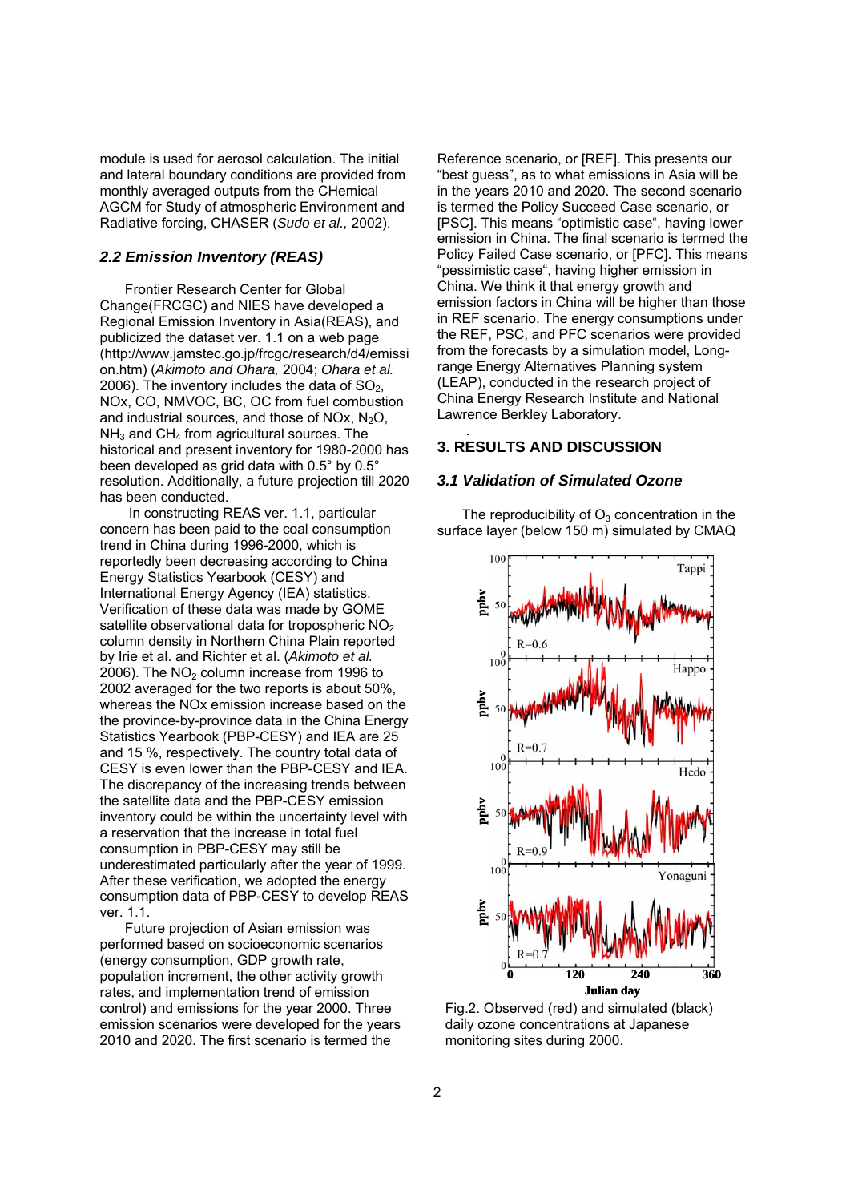module is used for aerosol calculation. The initial and lateral boundary conditions are provided from monthly averaged outputs from the CHemical AGCM for Study of atmospheric Environment and Radiative forcing, CHASER (*Sudo et al.,* 2002).

### *2.2 Emission Inventory (REAS)*

Frontier Research Center for Global Change(FRCGC) and NIES have developed a Regional Emission Inventory in Asia(REAS), and publicized the dataset ver. 1.1 on a web page (http://www.jamstec.go.jp/frcgc/research/d4/emission.htm) (*Akimoto and Ohara,* 2004; *Ohara et al.* 2006). The inventory includes the data of $SO_2$, NOx, CO, NMVOC, BC, OC from fuel combustion and industrial sources, and those of NOx, $N_2O$, $NH_3$ and $CH_4$ from agricultural sources. The historical and present inventory for 1980-2000 has been developed as grid data with 0.5° by 0.5° resolution. Additionally, a future projection till 2020 has been conducted.

In constructing REAS ver. 1.1, particular concern has been paid to the coal consumption trend in China during 1996-2000, which is reportedly been decreasing according to China Energy Statistics Yearbook (CESY) and International Energy Agency (IEA) statistics. Verification of these data was made by GOME satellite observational data for tropospheric $NO_2$ column density in Northern China Plain reported by Irie et al. and Richter et al. (*Akimoto et al.* 2006). The $NO_2$ column increase from 1996 to 2002 averaged for the two reports is about 50%, whereas the NOx emission increase based on the the province-by-province data in the China Energy Statistics Yearbook (PBP-CESY) and IEA are 25 and 15 %, respectively. The country total data of CESY is even lower than the PBP-CESY and IEA. The discrepancy of the increasing trends between the satellite data and the PBP-CESY emission inventory could be within the uncertainty level with a reservation that the increase in total fuel consumption in PBP-CESY may still be underestimated particularly after the year of 1999. After these verification, we adopted the energy consumption data of PBP-CESY to develop REAS ver. 1.1.

Future projection of Asian emission was performed based on socioeconomic scenarios (energy consumption, GDP growth rate, population increment, the other activity growth rates, and implementation trend of emission control) and emissions for the year 2000. Three emission scenarios were developed for the years 2010 and 2020. The first scenario is termed the Reference scenario, or [REF]. This presents our "best guess", as to what emissions in Asia will be in the years 2010 and 2020. The second scenario is termed the Policy Succeed Case scenario, or [PSC]. This means "optimistic case", having lower emission in China. The final scenario is termed the Policy Failed Case scenario, or [PFC]. This means "pessimistic case", having higher emission in China. We think it that energy growth and emission factors in China will be higher than those in REF scenario. The energy consumptions under the REF, PSC, and PFC scenarios were provided from the forecasts by a simulation model, Long-range Energy Alternatives Planning system (LEAP), conducted in the research project of China Energy Research Institute and National Lawrence Berkley Laboratory.

## 3. RESULTS AND DISCUSSION

### *3.1 Validation of Simulated Ozone*

The reproducibility of $O_3$ concentration in the surface layer (below 150 m) simulated by CMAQ

Fig.2. Observed (red) and simulated (black) daily ozone concentrations at Japanese monitoring sites during 2000.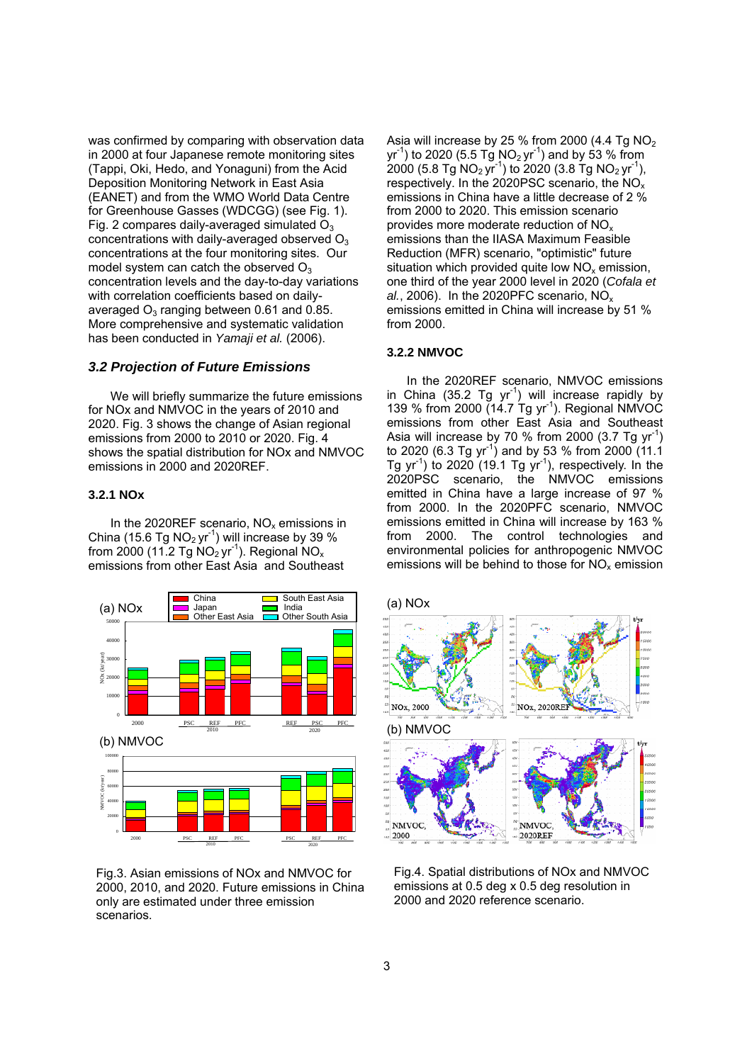was confirmed by comparing with observation data in 2000 at four Japanese remote monitoring sites (Tappi, Oki, Hedo, and Yonaguni) from the Acid Deposition Monitoring Network in East Asia (EANET) and from the WMO World Data Centre for Greenhouse Gasses (WDCGG) (see Fig. 1). Fig. 2 compares daily-averaged simulated $O_3$ concentrations with daily-averaged observed $O_3$ concentrations at the four monitoring sites. Our model system can catch the observed $O_3$ concentration levels and the day-to-day variations with correlation coefficients based on daily-averaged $O_3$ ranging between 0.61 and 0.85. More comprehensive and systematic validation has been conducted in *Yamaji et al.* (2006).

### *3.2 Projection of Future Emissions*

We will briefly summarize the future emissions for NOx and NMVOC in the years of 2010 and 2020. Fig. 3 shows the change of Asian regional emissions from 2000 to 2010 or 2020. Fig. 4 shows the spatial distribution for NOx and NMVOC emissions in 2000 and 2020REF.

#### 3.2.1 NOx

In the 2020REF scenario, $NO_x$ emissions in China (15.6 Tg $NO_2$ $yr^{-1}$) will increase by 39 % from 2000 (11.2 Tg $NO_2$ $yr^{-1}$). Regional $NO_x$ emissions from other East Asia and Southeast Asia will increase by 25 % from 2000 (4.4 Tg $NO_2$ $yr^{-1}$) to 2020 (5.5 Tg $NO_2$ $yr^{-1}$) and by 53 % from 2000 (5.8 Tg $NO_2$ $yr^{-1}$) to 2020 (3.8 Tg $NO_2$ $yr^{-1}$), respectively. In the 2020PSC scenario, the $NO_x$ emissions in China have a little decrease of 2 % from 2000 to 2020. This emission scenario provides more moderate reduction of $NO_x$ emissions than the IIASA Maximum Feasible Reduction (MFR) scenario, "optimistic" future situation which provided quite low $NO_x$ emission, one third of the year 2000 level in 2020 (*Cofala et al.*, 2006). In the 2020PFC scenario, $NO_x$ emissions emitted in China will increase by 51 % from 2000.

#### 3.2.2 NMVOC

In the 2020REF scenario, NMVOC emissions in China (35.2 Tg $yr^{-1}$) will increase rapidly by 139 % from 2000 (14.7 Tg $yr^{-1}$). Regional NMVOC emissions from other East Asia and Southeast Asia will increase by 70 % from 2000 (3.7 Tg $yr^{-1}$) to 2020 (6.3 Tg $yr^{-1}$) and by 53 % from 2000 (11.1 Tg $yr^{-1}$) to 2020 (19.1 Tg $yr^{-1}$), respectively. In the 2020PSC scenario, the NMVOC emissions emitted in China have a large increase of 97 % from 2000. In the 2020PFC scenario, NMVOC emissions emitted in China will increase by 163 % from 2000. The control technologies and environmental policies for anthropogenic NMVOC emissions will be behind to those for $NO_x$ emission

Fig.3. Asian emissions of NOx and NMVOC for 2000, 2010, and 2020. Future emissions in China only are estimated under three emission scenarios.

Fig.4. Spatial distributions of NOx and NMVOC emissions at 0.5 deg x 0.5 deg resolution in 2000 and 2020 reference scenario.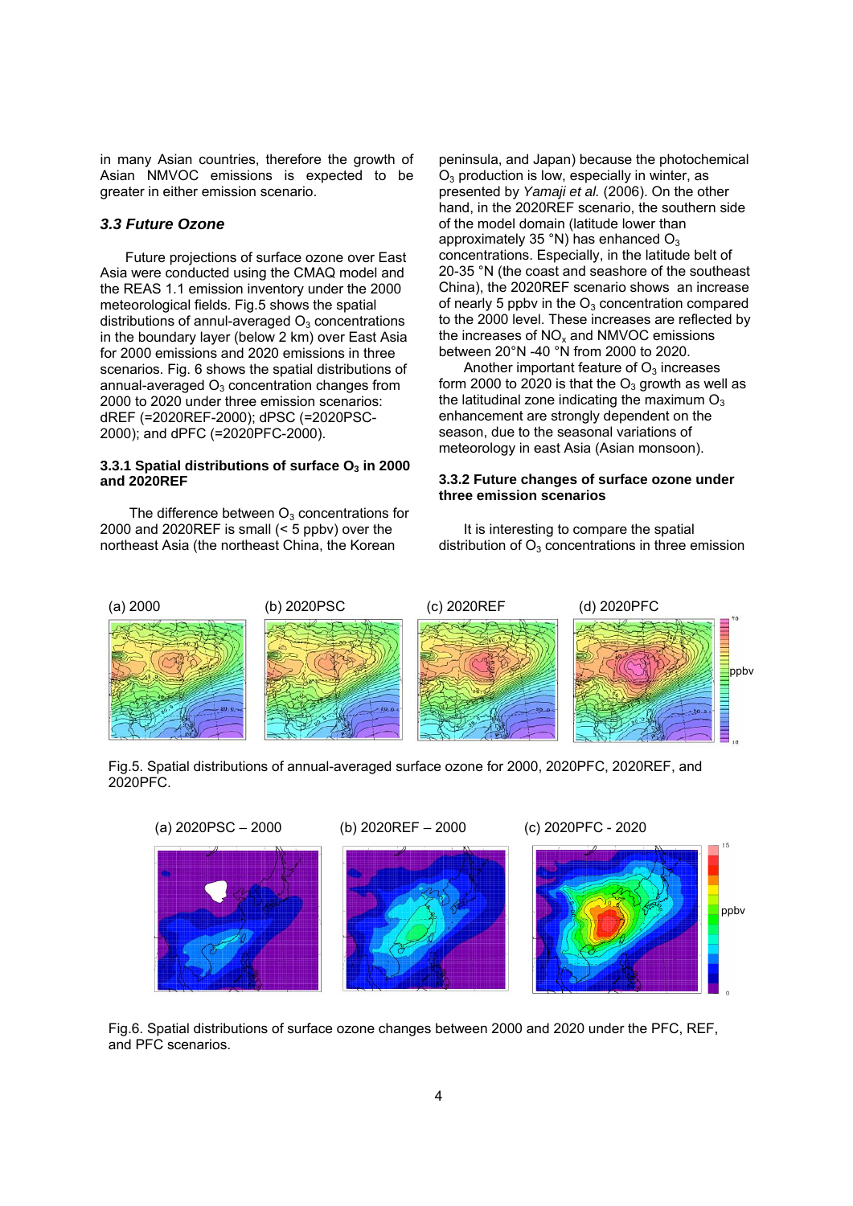in many Asian countries, therefore the growth of Asian NMVOC emissions is expected to be greater in either emission scenario.

### 3.3 Future Ozone

Future projections of surface ozone over East Asia were conducted using the CMAQ model and the REAS 1.1 emission inventory under the 2000 meteorological fields. Fig.5 shows the spatial distributions of annual-averaged $O_3$ concentrations in the boundary layer (below 2 km) over East Asia for 2000 emissions and 2020 emissions in three scenarios. Fig. 6 shows the spatial distributions of annual-averaged $O_3$ concentration changes from 2000 to 2020 under three emission scenarios: dREF (=2020REF-2000); dPSC (=2020PSC-2000); and dPFC (=2020PFC-2000).

#### 3.3.1 Spatial distributions of surface $O_3$ in 2000 and 2020REF

The difference between $O_3$ concentrations for 2000 and 2020REF is small (< 5 ppbv) over the northeast Asia (the northeast China, the Korean peninsula, and Japan) because the photochemical $O_3$ production is low, especially in winter, as presented by *Yamaji et al.* (2006). On the other hand, in the 2020REF scenario, the southern side of the model domain (latitude lower than approximately 35 °N) has enhanced $O_3$ concentrations. Especially, in the latitude belt of 20-35 °N (the coast and seashore of the southeast China), the 2020REF scenario shows an increase of nearly 5 ppbv in the $O_3$ concentration compared to the 2000 level. These increases are reflected by the increases of $NO_x$ and NMVOC emissions between 20°N -40 °N from 2000 to 2020.

Another important feature of $O_3$ increases form 2000 to 2020 is that the $O_3$ growth as well as the latitudinal zone indicating the maximum $O_3$ enhancement are strongly dependent on the season, due to the seasonal variations of meteorology in east Asia (Asian monsoon).

#### 3.3.2 Future changes of surface ozone under three emission scenarios

It is interesting to compare the spatial distribution of $O_3$ concentrations in three emission

Fig.5. Spatial distributions of annual-averaged surface ozone for 2000, 2020PFC, 2020REF, and 2020PFC.

Fig.6. Spatial distributions of surface ozone changes between 2000 and 2020 under the PFC, REF, and PFC scenarios.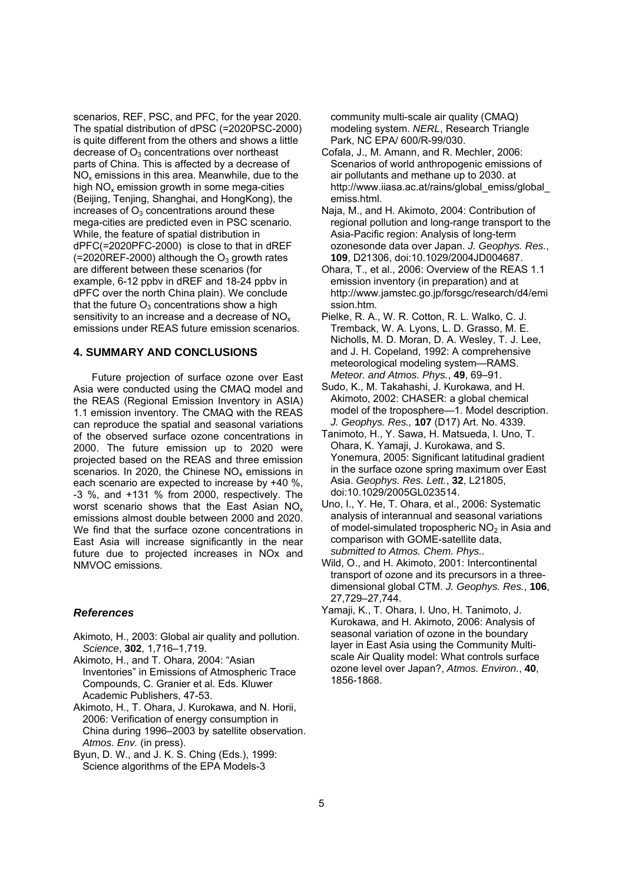scenarios, REF, PSC, and PFC, for the year 2020. The spatial distribution of dPSC (=2020PSC-2000) is quite different from the others and shows a little decrease of $O_3$ concentrations over northeast parts of China. This is affected by a decrease of $NO_x$ emissions in this area. Meanwhile, due to the high $NO_x$ emission growth in some mega-cities (Beijing, Tenjing, Shanghai, and HongKong), the increases of $O_3$ concentrations around these mega-cities are predicted even in PSC scenario. While, the feature of spatial distribution in dPFC(=2020PFC-2000) is close to that in dREF (=2020REF-2000) although the $O_3$ growth rates are different between these scenarios (for example, 6-12 ppbv in dREF and 18-24 ppbv in dPFC over the north China plain). We conclude that the future $O_3$ concentrations show a high sensitivity to an increase and a decrease of $NO_x$ emissions under REAS future emission scenarios.

## 4. SUMMARY AND CONCLUSIONS

Future projection of surface ozone over East Asia were conducted using the CMAQ model and the REAS (Regional Emission Inventory in ASIA) 1.1 emission inventory. The CMAQ with the REAS can reproduce the spatial and seasonal variations of the observed surface ozone concentrations in 2000. The future emission up to 2020 were projected based on the REAS and three emission scenarios. In 2020, the Chinese $NO_x$ emissions in each scenario are expected to increase by +40 %, -3 %, and +131 % from 2000, respectively. The worst scenario shows that the East Asian $NO_x$ emissions almost double between 2000 and 2020. We find that the surface ozone concentrations in East Asia will increase significantly in the near future due to projected increases in NOx and NMVOC emissions.

### *References*

Akimoto, H., 2003: Global air quality and pollution. *Science*, **302**, 1,716–1,719.

Akimoto, H., and T. Ohara, 2004: "Asian Inventories" in Emissions of Atmospheric Trace Compounds, C. Granier et al. Eds. Kluwer Academic Publishers, 47-53.

Akimoto, H., T. Ohara, J. Kurokawa, and N. Horii, 2006: Verification of energy consumption in China during 1996–2003 by satellite observation. *Atmos. Env.* (in press).

Byun, D. W., and J. K. S. Ching (Eds.), 1999: Science algorithms of the EPA Models-3 community multi-scale air quality (CMAQ) modeling system. *NERL*, Research Triangle Park, NC EPA/ 600/R-99/030.

Cofala, J., M. Amann, and R. Mechler, 2006: Scenarios of world anthropogenic emissions of air pollutants and methane up to 2030. at http://www.iiasa.ac.at/rains/global_emiss/global_emiss.html.

Naja, M., and H. Akimoto, 2004: Contribution of regional pollution and long-range transport to the Asia-Pacific region: Analysis of long-term ozonesonde data over Japan. *J. Geophys. Res.*, **109**, D21306, doi:10.1029/2004JD004687.

Ohara, T., et al., 2006: Overview of the REAS 1.1 emission inventory (in preparation) and at http://www.jamstec.go.jp/forsgc/research/d4/emission.htm.

Pielke, R. A., W. R. Cotton, R. L. Walko, C. J. Tremback, W. A. Lyons, L. D. Grasso, M. E. Nicholls, M. D. Moran, D. A. Wesley, T. J. Lee, and J. H. Copeland, 1992: A comprehensive meteorological modeling system—RAMS. *Meteor. and Atmos. Phys.*, **49**, 69–91.

Sudo, K., M. Takahashi, J. Kurokawa, and H. Akimoto, 2002: CHASER: a global chemical model of the troposphere—1. Model description. *J. Geophys. Res.,* **107** (D17) Art. No. 4339.

Tanimoto, H., Y. Sawa, H. Matsueda, I. Uno, T. Ohara, K. Yamaji, J. Kurokawa, and S. Yonemura, 2005: Significant latitudinal gradient in the surface ozone spring maximum over East Asia. *Geophys. Res. Lett.*, **32**, L21805, doi:10.1029/2005GL023514.

Uno, I., Y. He, T. Ohara, et al., 2006: Systematic analysis of interannual and seasonal variations of model-simulated tropospheric $NO_2$ in Asia and comparison with GOME-satellite data, *submitted to Atmos. Chem. Phys.*.

Wild, O., and H. Akimoto, 2001: Intercontinental transport of ozone and its precursors in a three-dimensional global CTM. *J. Geophys. Res.*, **106**, 27,729–27,744.

Yamaji, K., T. Ohara, I. Uno, H. Tanimoto, J. Kurokawa, and H. Akimoto, 2006: Analysis of seasonal variation of ozone in the boundary layer in East Asia using the Community Multi-scale Air Quality model: What controls surface ozone level over Japan?, *Atmos. Environ.*, **40**, 1856-1868.